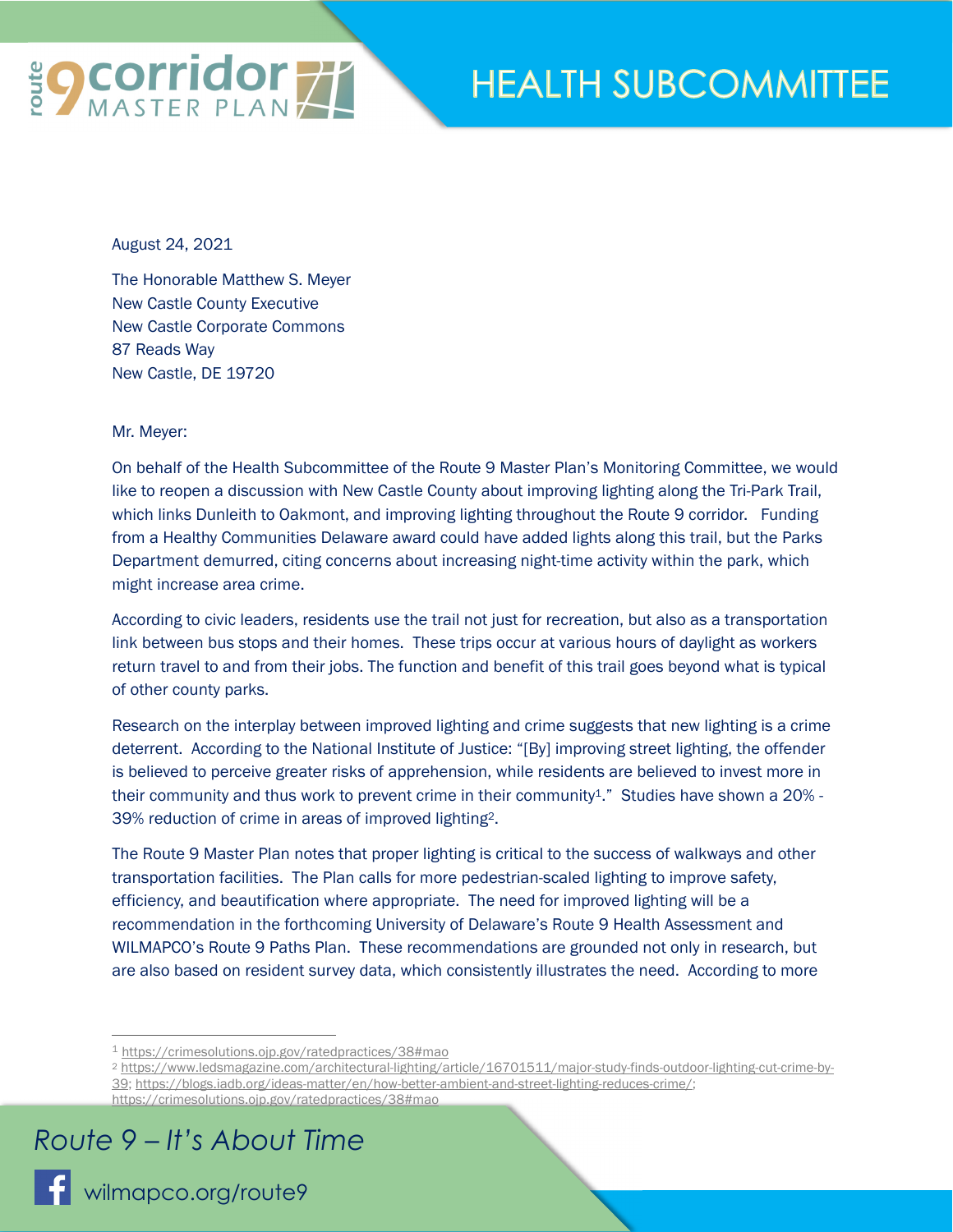# HEALTH SUBCOMMITTEE

August 24, 2021

The Honorable Matthew S. Meyer
New Castle County Executive
New Castle Corporate Commons
87 Reads Way
New Castle, DE 19720

Mr. Meyer:

On behalf of the Health Subcommittee of the Route 9 Master Plan's Monitoring Committee, we would like to reopen a discussion with New Castle County about improving lighting along the Tri-Park Trail, which links Dunleith to Oakmont, and improving lighting throughout the Route 9 corridor. Funding from a Healthy Communities Delaware award could have added lights along this trail, but the Parks Department demurred, citing concerns about increasing night-time activity within the park, which might increase area crime.

According to civic leaders, residents use the trail not just for recreation, but also as a transportation link between bus stops and their homes. These trips occur at various hours of daylight as workers return travel to and from their jobs. The function and benefit of this trail goes beyond what is typical of other county parks.

Research on the interplay between improved lighting and crime suggests that new lighting is a crime deterrent. According to the National Institute of Justice: "[By] improving street lighting, the offender is believed to perceive greater risks of apprehension, while residents are believed to invest more in their community and thus work to prevent crime in their community[1]." Studies have shown a 20% - 39% reduction of crime in areas of improved lighting[2].

The Route 9 Master Plan notes that proper lighting is critical to the success of walkways and other transportation facilities. The Plan calls for more pedestrian-scaled lighting to improve safety, efficiency, and beautification where appropriate. The need for improved lighting will be a recommendation in the forthcoming University of Delaware's Route 9 Health Assessment and WILMAPCO's Route 9 Paths Plan. These recommendations are grounded not only in research, but are also based on resident survey data, which consistently illustrates the need. According to more

---

[1] https://crimesolutions.ojp.gov/ratedpractices/38#mao

[2] https://www.ledsmagazine.com/architectural-lighting/article/16701511/major-study-finds-outdoor-lighting-cut-crime-by-39; https://blogs.iadb.org/ideas-matter/en/how-better-ambient-and-street-lighting-reduces-crime/; https://crimesolutions.ojp.gov/ratedpractices/38#mao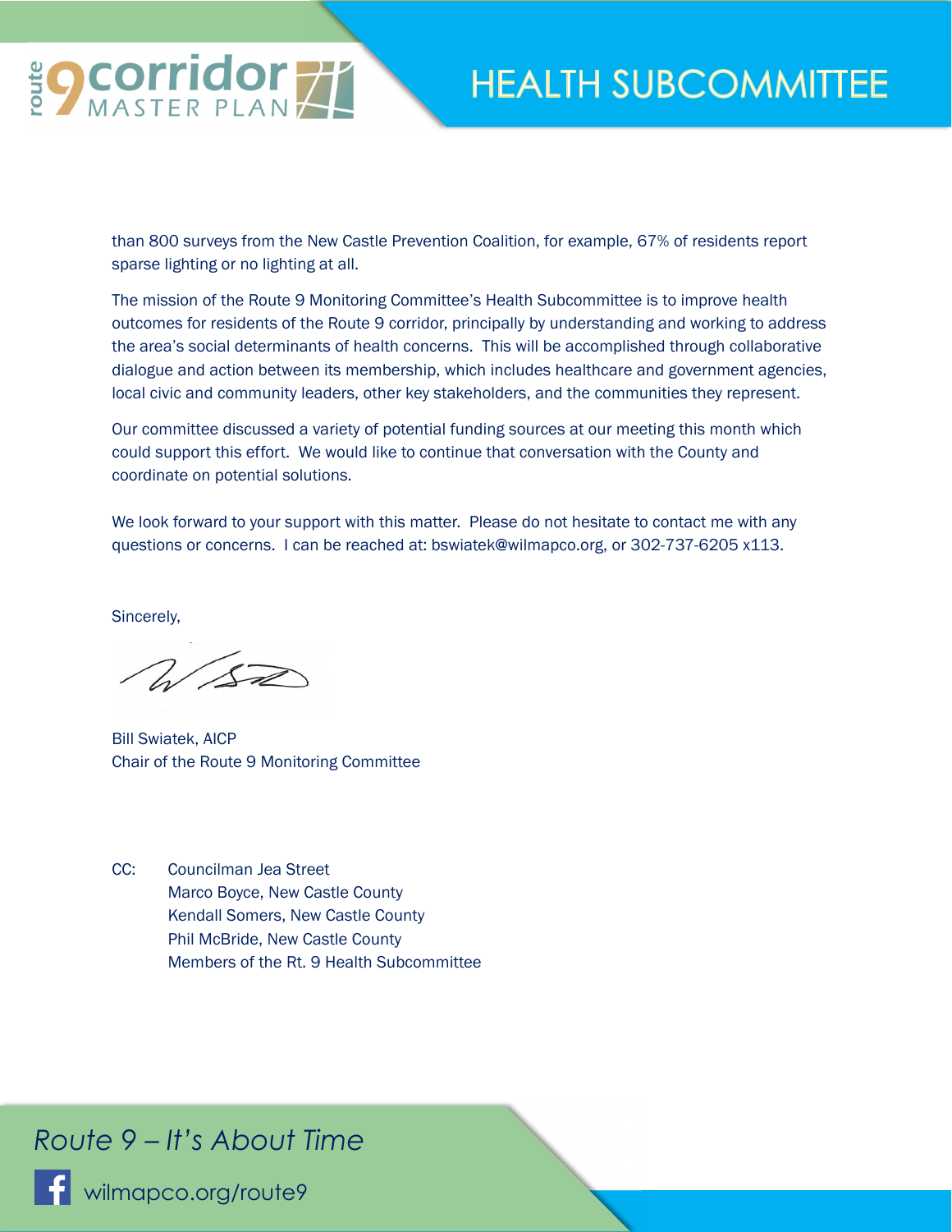than 800 surveys from the New Castle Prevention Coalition, for example, 67% of residents report sparse lighting or no lighting at all.

The mission of the Route 9 Monitoring Committee's Health Subcommittee is to improve health outcomes for residents of the Route 9 corridor, principally by understanding and working to address the area's social determinants of health concerns. This will be accomplished through collaborative dialogue and action between its membership, which includes healthcare and government agencies, local civic and community leaders, other key stakeholders, and the communities they represent.

Our committee discussed a variety of potential funding sources at our meeting this month which could support this effort. We would like to continue that conversation with the County and coordinate on potential solutions.

We look forward to your support with this matter. Please do not hesitate to contact me with any questions or concerns. I can be reached at: bswiatek@wilmapco.org, or 302-737-6205 x113.

Sincerely,

Bill Swiatek, AICP
Chair of the Route 9 Monitoring Committee

CC: Councilman Jea Street
Marco Boyce, New Castle County
Kendall Somers, New Castle County
Phil McBride, New Castle County
Members of the Rt. 9 Health Subcommittee